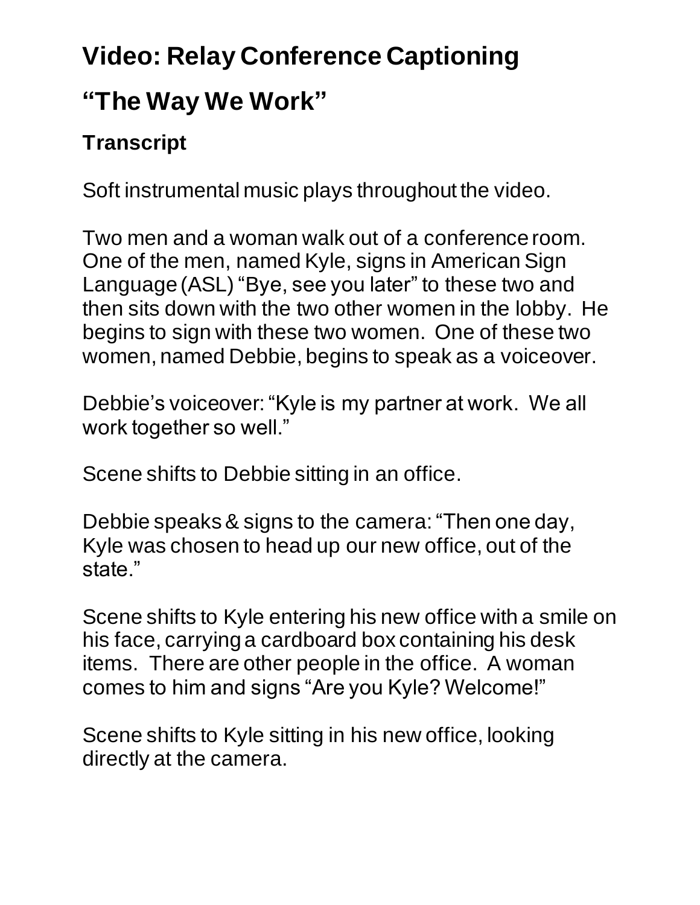# Video: Relay Conference Captioning

# "The Way We Work"

### Transcript

Soft instrumental music plays throughout the video.

Two men and a woman walk out of a conference room. One of the men, named Kyle, signs in American Sign Language (ASL) "Bye, see you later" to these two and then sits down with the two other women in the lobby. He begins to sign with these two women. One of these two women, named Debbie, begins to speak as a voiceover.

Debbie's voiceover: "Kyle is my partner at work. We all work together so well."

Scene shifts to Debbie sitting in an office.

Debbie speaks & signs to the camera: "Then one day, Kyle was chosen to head up our new office, out of the state."

Scene shifts to Kyle entering his new office with a smile on his face, carrying a cardboard box containing his desk items. There are other people in the office. A woman comes to him and signs "Are you Kyle? Welcome!"

Scene shifts to Kyle sitting in his new office, looking directly at the camera.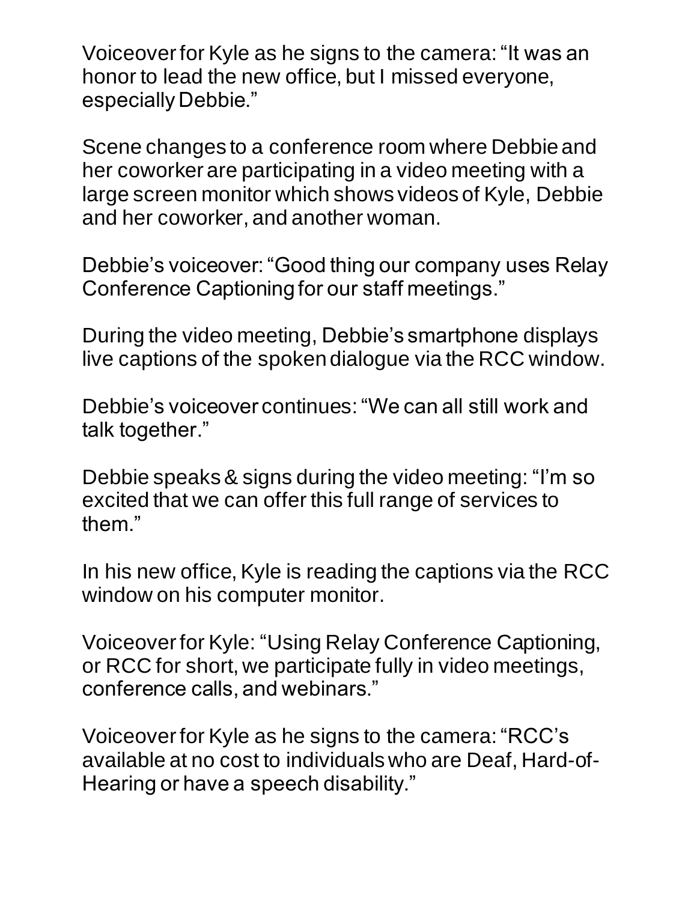Voiceover for Kyle as he signs to the camera: “It was an honor to lead the new office, but I missed everyone, especially Debbie.”

Scene changes to a conference room where Debbie and her coworker are participating in a video meeting with a large screen monitor which shows videos of Kyle, Debbie and her coworker, and another woman.

Debbie’s voiceover: “Good thing our company uses Relay Conference Captioning for our staff meetings.”

During the video meeting, Debbie’s smartphone displays live captions of the spoken dialogue via the RCC window.

Debbie’s voiceover continues: “We can all still work and talk together.”

Debbie speaks & signs during the video meeting: “I’m so excited that we can offer this full range of services to them.”

In his new office, Kyle is reading the captions via the RCC window on his computer monitor.

Voiceover for Kyle: “Using Relay Conference Captioning, or RCC for short, we participate fully in video meetings, conference calls, and webinars.”

Voiceover for Kyle as he signs to the camera: “RCC’s available at no cost to individuals who are Deaf, Hard-of-Hearing or have a speech disability.”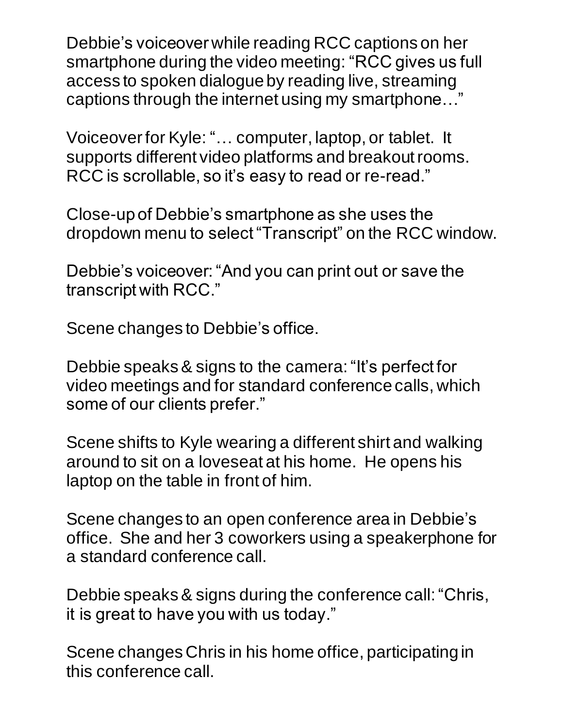Debbie's voiceover while reading RCC captions on her smartphone during the video meeting: "RCC gives us full access to spoken dialogue by reading live, streaming captions through the internet using my smartphone…"

Voiceover for Kyle: "… computer, laptop, or tablet. It supports different video platforms and breakout rooms. RCC is scrollable, so it's easy to read or re-read."

Close-up of Debbie's smartphone as she uses the dropdown menu to select "Transcript" on the RCC window.

Debbie's voiceover: "And you can print out or save the transcript with RCC."

Scene changes to Debbie's office.

Debbie speaks & signs to the camera: "It's perfect for video meetings and for standard conference calls, which some of our clients prefer."

Scene shifts to Kyle wearing a different shirt and walking around to sit on a loveseat at his home. He opens his laptop on the table in front of him.

Scene changes to an open conference area in Debbie's office. She and her 3 coworkers using a speakerphone for a standard conference call.

Debbie speaks & signs during the conference call: "Chris, it is great to have you with us today."

Scene changes Chris in his home office, participating in this conference call.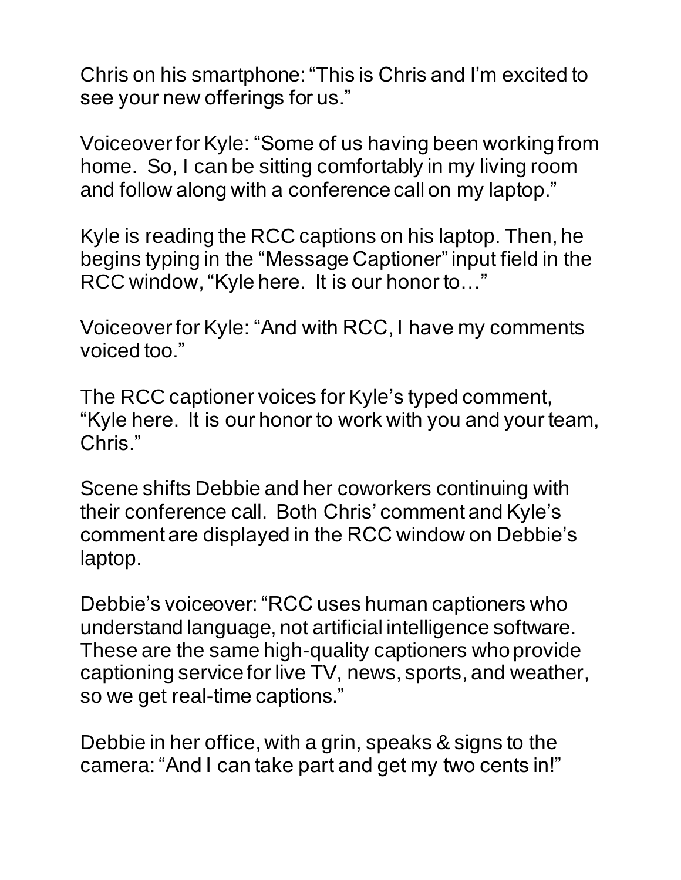Chris on his smartphone: “This is Chris and I’m excited to see your new offerings for us.”

Voiceover for Kyle: “Some of us having been working from home. So, I can be sitting comfortably in my living room and follow along with a conference call on my laptop.”

Kyle is reading the RCC captions on his laptop. Then, he begins typing in the “Message Captioner” input field in the RCC window, “Kyle here. It is our honor to…”

Voiceover for Kyle: “And with RCC, I have my comments voiced too.”

The RCC captioner voices for Kyle’s typed comment, “Kyle here. It is our honor to work with you and your team, Chris.”

Scene shifts Debbie and her coworkers continuing with their conference call. Both Chris’ comment and Kyle’s comment are displayed in the RCC window on Debbie’s laptop.

Debbie’s voiceover: “RCC uses human captioners who understand language, not artificial intelligence software. These are the same high-quality captioners who provide captioning service for live TV, news, sports, and weather, so we get real-time captions.”

Debbie in her office, with a grin, speaks & signs to the camera: “And I can take part and get my two cents in!”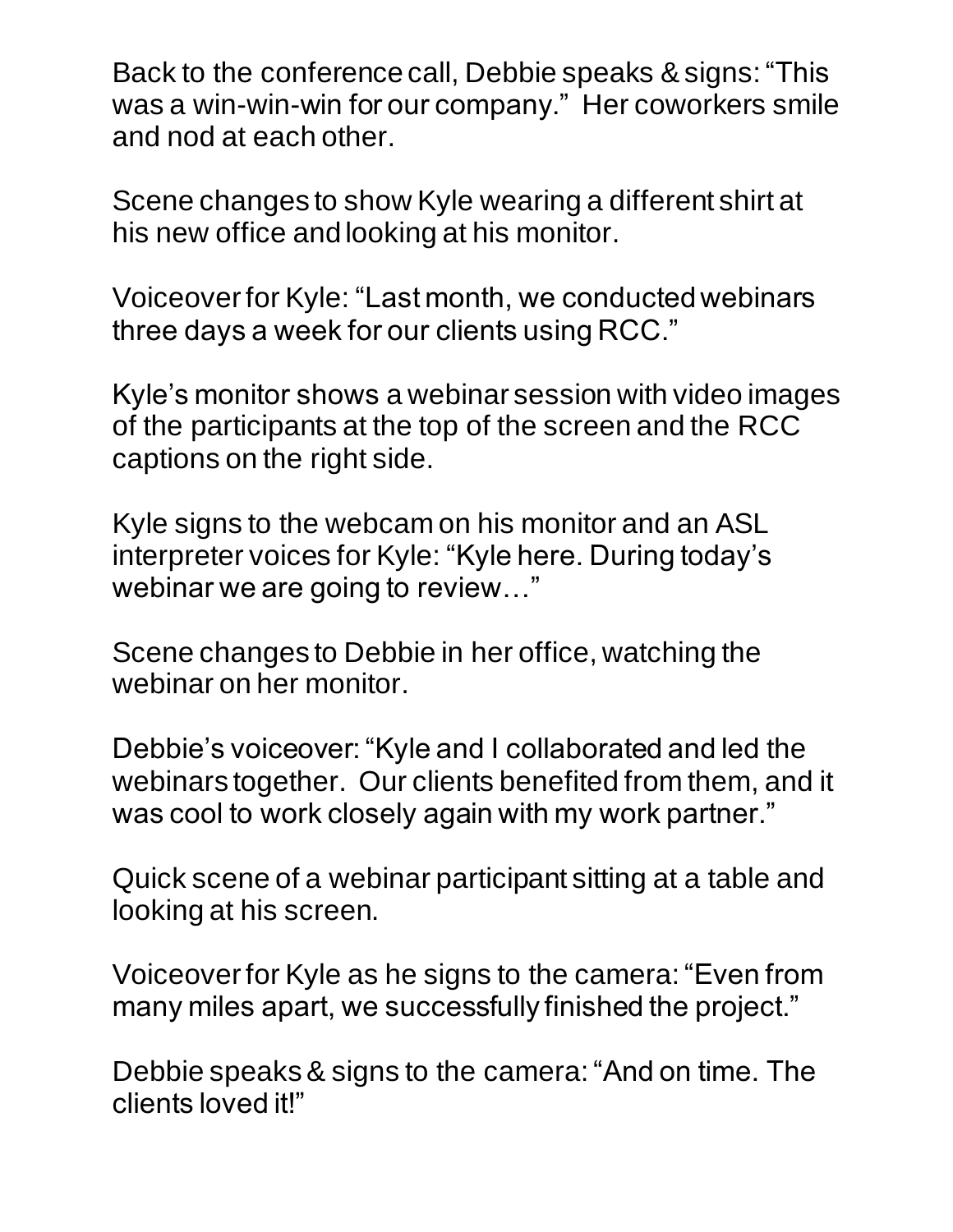Back to the conference call, Debbie speaks & signs: “This was a win-win-win for our company.” Her coworkers smile and nod at each other.

Scene changes to show Kyle wearing a different shirt at his new office and looking at his monitor.

Voiceover for Kyle: “Last month, we conducted webinars three days a week for our clients using RCC.”

Kyle’s monitor shows a webinar session with video images of the participants at the top of the screen and the RCC captions on the right side.

Kyle signs to the webcam on his monitor and an ASL interpreter voices for Kyle: “Kyle here. During today’s webinar we are going to review…”

Scene changes to Debbie in her office, watching the webinar on her monitor.

Debbie’s voiceover: “Kyle and I collaborated and led the webinars together. Our clients benefited from them, and it was cool to work closely again with my work partner.”

Quick scene of a webinar participant sitting at a table and looking at his screen.

Voiceover for Kyle as he signs to the camera: “Even from many miles apart, we successfully finished the project.”

Debbie speaks & signs to the camera: “And on time. The clients loved it!”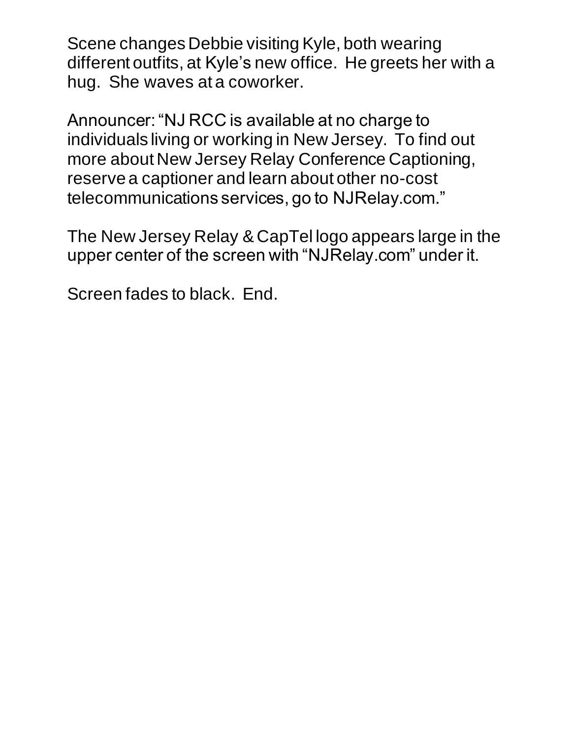Scene changes Debbie visiting Kyle, both wearing different outfits, at Kyle's new office. He greets her with a hug. She waves at a coworker.

Announcer: "NJ RCC is available at no charge to individuals living or working in New Jersey. To find out more about New Jersey Relay Conference Captioning, reserve a captioner and learn about other no-cost telecommunications services, go to NJRelay.com."

The New Jersey Relay & CapTel logo appears large in the upper center of the screen with "NJRelay.com" under it.

Screen fades to black. End.